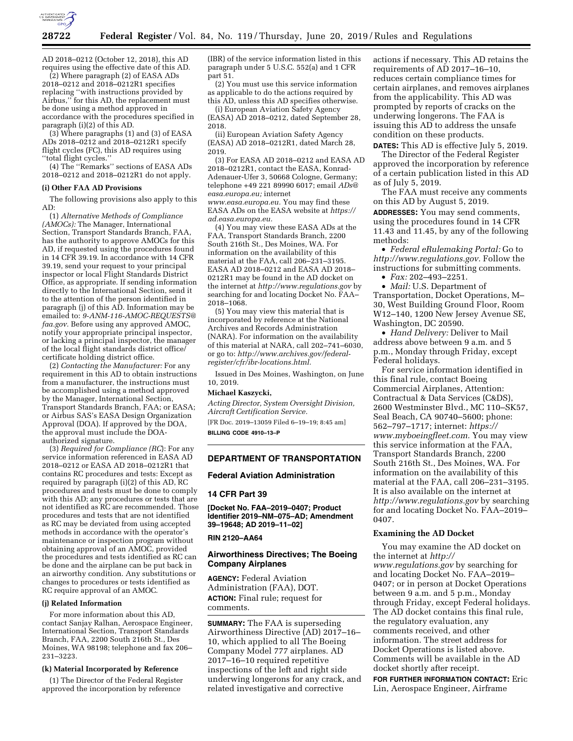AD 2018–0212 (October 12, 2018), this AD requires using the effective date of this AD.

(2) Where paragraph (2) of EASA ADs 2018–0212 and 2018–0212R1 specifies replacing ''with instructions provided by Airbus,'' for this AD, the replacement must be done using a method approved in accordance with the procedures specified in paragraph (i)(2) of this AD.

(3) Where paragraphs (1) and (3) of EASA ADs 2018–0212 and 2018–0212R1 specify flight cycles (FC), this AD requires using ''total flight cycles.''

(4) The ''Remarks'' sections of EASA ADs 2018–0212 and 2018–0212R1 do not apply.

**(i) Other FAA AD Provisions**

The following provisions also apply to this AD:

(1) *Alternative Methods of Compliance (AMOCs):* The Manager, International Section, Transport Standards Branch, FAA, has the authority to approve AMOCs for this AD, if requested using the procedures found in 14 CFR 39.19. In accordance with 14 CFR 39.19, send your request to your principal inspector or local Flight Standards District Office, as appropriate. If sending information directly to the International Section, send it to the attention of the person identified in paragraph (j) of this AD. Information may be emailed to: *9-ANM-116-AMOC-REQUESTS@faa.gov.* Before using any approved AMOC, notify your appropriate principal inspector, or lacking a principal inspector, the manager of the local flight standards district office/certificate holding district office.

(2) *Contacting the Manufacturer:* For any requirement in this AD to obtain instructions from a manufacturer, the instructions must be accomplished using a method approved by the Manager, International Section, Transport Standards Branch, FAA; or EASA; or Airbus SAS's EASA Design Organization Approval (DOA). If approved by the DOA, the approval must include the DOA-authorized signature.

(3) *Required for Compliance (RC*): For any service information referenced in EASA AD 2018–0212 or EASA AD 2018–0212R1 that contains RC procedures and tests: Except as required by paragraph (i)(2) of this AD, RC procedures and tests must be done to comply with this AD; any procedures or tests that are not identified as RC are recommended. Those procedures and tests that are not identified as RC may be deviated from using accepted methods in accordance with the operator's maintenance or inspection program without obtaining approval of an AMOC, provided the procedures and tests identified as RC can be done and the airplane can be put back in an airworthy condition. Any substitutions or changes to procedures or tests identified as RC require approval of an AMOC.

**(j) Related Information**

For more information about this AD, contact Sanjay Ralhan, Aerospace Engineer, International Section, Transport Standards Branch, FAA, 2200 South 216th St., Des Moines, WA 98198; telephone and fax 206–231–3223.

**(k) Material Incorporated by Reference**

(1) The Director of the Federal Register approved the incorporation by reference (IBR) of the service information listed in this paragraph under 5 U.S.C. 552(a) and 1 CFR part 51.

(2) You must use this service information as applicable to do the actions required by this AD, unless this AD specifies otherwise.

(i) European Aviation Safety Agency (EASA) AD 2018–0212, dated September 28, 2018.

(ii) European Aviation Safety Agency (EASA) AD 2018–0212R1, dated March 28, 2019.

(3) For EASA AD 2018–0212 and EASA AD 2018–0212R1, contact the EASA, Konrad-Adenauer-Ufer 3, 50668 Cologne, Germany; telephone +49 221 89990 6017; email *ADs@easa.europa.eu;* internet *www.easa.europa.eu.* You may find these EASA ADs on the EASA website at *https://ad.easa.europa.eu.*

(4) You may view these EASA ADs at the FAA, Transport Standards Branch, 2200 South 216th St., Des Moines, WA. For information on the availability of this material at the FAA, call 206–231–3195. EASA AD 2018–0212 and EASA AD 2018–0212R1 may be found in the AD docket on the internet at *http://www.regulations.gov* by searching for and locating Docket No. FAA–2018–1068.

(5) You may view this material that is incorporated by reference at the National Archives and Records Administration (NARA). For information on the availability of this material at NARA, call 202–741–6030, or go to: *http://www.archives.gov/federal-register/cfr/ibr-locations.html.*

Issued in Des Moines, Washington, on June 10, 2019.

**Michael Kaszycki,**

*Acting Director, System Oversight Division, Aircraft Certification Service.*

[FR Doc. 2019–13059 Filed 6–19–19; 8:45 am]

**BILLING CODE 4910–13–P**

## DEPARTMENT OF TRANSPORTATION

## Federal Aviation Administration

## 14 CFR Part 39

**[Docket No. FAA–2019–0407; Product Identifier 2019–NM–075–AD; Amendment 39–19648; AD 2019–11–02]**

**RIN 2120–AA64**

## Airworthiness Directives; The Boeing Company Airplanes

**AGENCY:** Federal Aviation Administration (FAA), DOT.

**ACTION:** Final rule; request for comments.

**SUMMARY:** The FAA is superseding Airworthiness Directive (AD) 2017–16–10, which applied to all The Boeing Company Model 777 airplanes. AD 2017–16–10 required repetitive inspections of the left and right side underwing longerons for any crack, and related investigative and corrective actions if necessary. This AD retains the requirements of AD 2017–16–10, reduces certain compliance times for certain airplanes, and removes airplanes from the applicability. This AD was prompted by reports of cracks on the underwing longerons. The FAA is issuing this AD to address the unsafe condition on these products.

**DATES:** This AD is effective July 5, 2019.

The Director of the Federal Register approved the incorporation by reference of a certain publication listed in this AD as of July 5, 2019.

The FAA must receive any comments on this AD by August 5, 2019.

**ADDRESSES:** You may send comments, using the procedures found in 14 CFR 11.43 and 11.45, by any of the following methods:

- *Federal eRulemaking Portal:* Go to *http://www.regulations.gov.* Follow the instructions for submitting comments.
- *Fax:* 202–493–2251.
- *Mail:* U.S. Department of Transportation, Docket Operations, M–30, West Building Ground Floor, Room W12–140, 1200 New Jersey Avenue SE, Washington, DC 20590.
- *Hand Delivery:* Deliver to Mail address above between 9 a.m. and 5 p.m., Monday through Friday, except Federal holidays.

For service information identified in this final rule, contact Boeing Commercial Airplanes, Attention: Contractual & Data Services (C&DS), 2600 Westminster Blvd., MC 110–SK57, Seal Beach, CA 90740–5600; phone: 562–797–1717; internet: *https://www.myboeingfleet.com.* You may view this service information at the FAA, Transport Standards Branch, 2200 South 216th St., Des Moines, WA. For information on the availability of this material at the FAA, call 206–231–3195. It is also available on the internet at *http://www.regulations.gov* by searching for and locating Docket No. FAA–2019–0407.

**Examining the AD Docket**

You may examine the AD docket on the internet at *http://www.regulations.gov* by searching for and locating Docket No. FAA–2019–0407; or in person at Docket Operations between 9 a.m. and 5 p.m., Monday through Friday, except Federal holidays. The AD docket contains this final rule, the regulatory evaluation, any comments received, and other information. The street address for Docket Operations is listed above. Comments will be available in the AD docket shortly after receipt.

**FOR FURTHER INFORMATION CONTACT:** Eric Lin, Aerospace Engineer, Airframe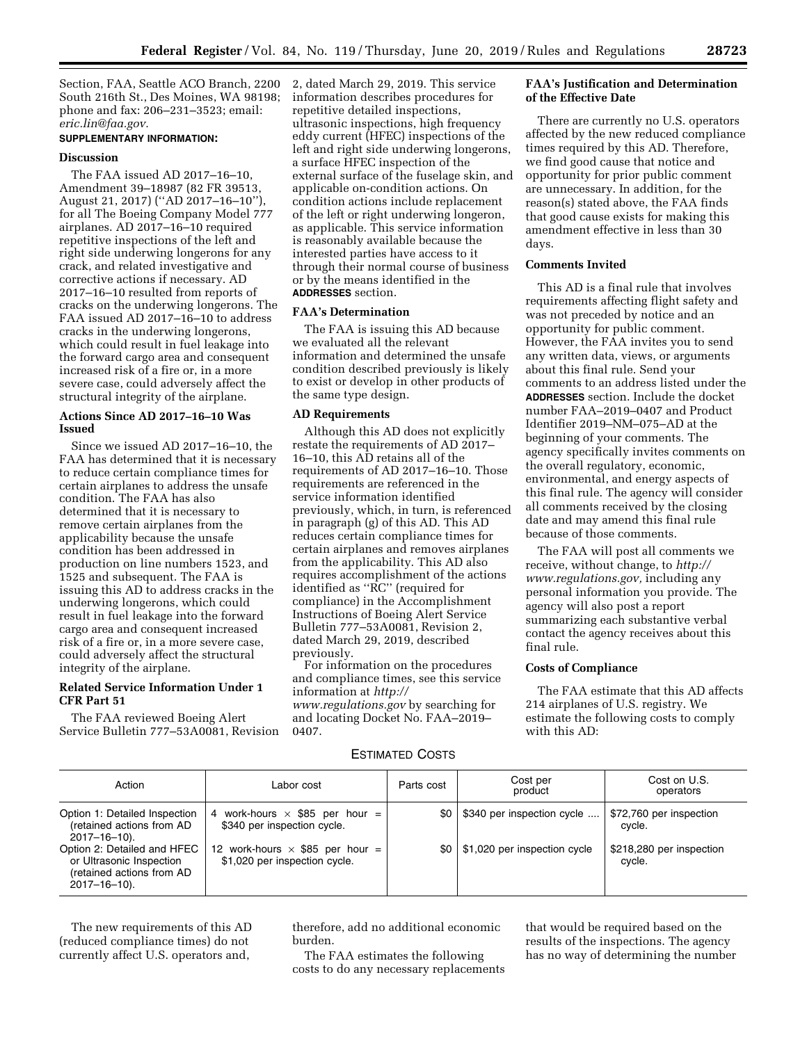Section, FAA, Seattle ACO Branch, 2200 South 216th St., Des Moines, WA 98198; phone and fax: 206–231–3523; email: *eric.lin@faa.gov.*

**SUPPLEMENTARY INFORMATION:**

**Discussion**

The FAA issued AD 2017–16–10, Amendment 39–18987 (82 FR 39513, August 21, 2017) (''AD 2017–16–10''), for all The Boeing Company Model 777 airplanes. AD 2017–16–10 required repetitive inspections of the left and right side underwing longerons for any crack, and related investigative and corrective actions if necessary. AD 2017–16–10 resulted from reports of cracks on the underwing longerons. The FAA issued AD 2017–16–10 to address cracks in the underwing longerons, which could result in fuel leakage into the forward cargo area and consequent increased risk of a fire or, in a more severe case, could adversely affect the structural integrity of the airplane.

**Actions Since AD 2017–16–10 Was Issued**

Since we issued AD 2017–16–10, the FAA has determined that it is necessary to reduce certain compliance times for certain airplanes to address the unsafe condition. The FAA has also determined that it is necessary to remove certain airplanes from the applicability because the unsafe condition has been addressed in production on line numbers 1523, and 1525 and subsequent. The FAA is issuing this AD to address cracks in the underwing longerons, which could result in fuel leakage into the forward cargo area and consequent increased risk of a fire or, in a more severe case, could adversely affect the structural integrity of the airplane.

**Related Service Information Under 1 CFR Part 51**

The FAA reviewed Boeing Alert Service Bulletin 777–53A0081, Revision 2, dated March 29, 2019. This service information describes procedures for repetitive detailed inspections, ultrasonic inspections, high frequency eddy current (HFEC) inspections of the left and right side underwing longerons, a surface HFEC inspection of the external surface of the fuselage skin, and applicable on-condition actions. On condition actions include replacement of the left or right underwing longeron, as applicable. This service information is reasonably available because the interested parties have access to it through their normal course of business or by the means identified in the **ADDRESSES** section.

**FAA's Determination**

The FAA is issuing this AD because we evaluated all the relevant information and determined the unsafe condition described previously is likely to exist or develop in other products of the same type design.

**AD Requirements**

Although this AD does not explicitly restate the requirements of AD 2017–16–10, this AD retains all of the requirements of AD 2017–16–10. Those requirements are referenced in the service information identified previously, which, in turn, is referenced in paragraph (g) of this AD. This AD reduces certain compliance times for certain airplanes and removes airplanes from the applicability. This AD also requires accomplishment of the actions identified as ''RC'' (required for compliance) in the Accomplishment Instructions of Boeing Alert Service Bulletin 777–53A0081, Revision 2, dated March 29, 2019, described previously.

For information on the procedures and compliance times, see this service information at *http://www.regulations.gov* by searching for and locating Docket No. FAA–2019–0407.

**FAA's Justification and Determination of the Effective Date**

There are currently no U.S. operators affected by the new reduced compliance times required by this AD. Therefore, we find good cause that notice and opportunity for prior public comment are unnecessary. In addition, for the reason(s) stated above, the FAA finds that good cause exists for making this amendment effective in less than 30 days.

**Comments Invited**

This AD is a final rule that involves requirements affecting flight safety and was not preceded by notice and an opportunity for public comment. However, the FAA invites you to send any written data, views, or arguments about this final rule. Send your comments to an address listed under the **ADDRESSES** section. Include the docket number FAA–2019–0407 and Product Identifier 2019–NM–075–AD at the beginning of your comments. The agency specifically invites comments on the overall regulatory, economic, environmental, and energy aspects of this final rule. The agency will consider all comments received by the closing date and may amend this final rule because of those comments.

The FAA will post all comments we receive, without change, to *http://www.regulations.gov,* including any personal information you provide. The agency will also post a report summarizing each substantive verbal contact the agency receives about this final rule.

**Costs of Compliance**

The FAA estimate that this AD affects 214 airplanes of U.S. registry. We estimate the following costs to comply with this AD:

ESTIMATED COSTS

| Action | Labor cost | Parts cost | Cost per product | Cost on U.S. operators |
| --- | --- | --- | --- | --- |
| Option 1: Detailed Inspection (retained actions from AD 2017–16–10). | 4 work-hours × $85 per hour = $340 per inspection cycle. | $0 | $340 per inspection cycle | $72,760 per inspection cycle. |
| Option 2: Detailed and HFEC or Ultrasonic Inspection (retained actions from AD 2017–16–10). | 12 work-hours × $85 per hour = $1,020 per inspection cycle. | $0 | $1,020 per inspection cycle | $218,280 per inspection cycle. |

The new requirements of this AD (reduced compliance times) do not currently affect U.S. operators and, therefore, add no additional economic burden.

The FAA estimates the following costs to do any necessary replacements that would be required based on the results of the inspections. The agency has no way of determining the number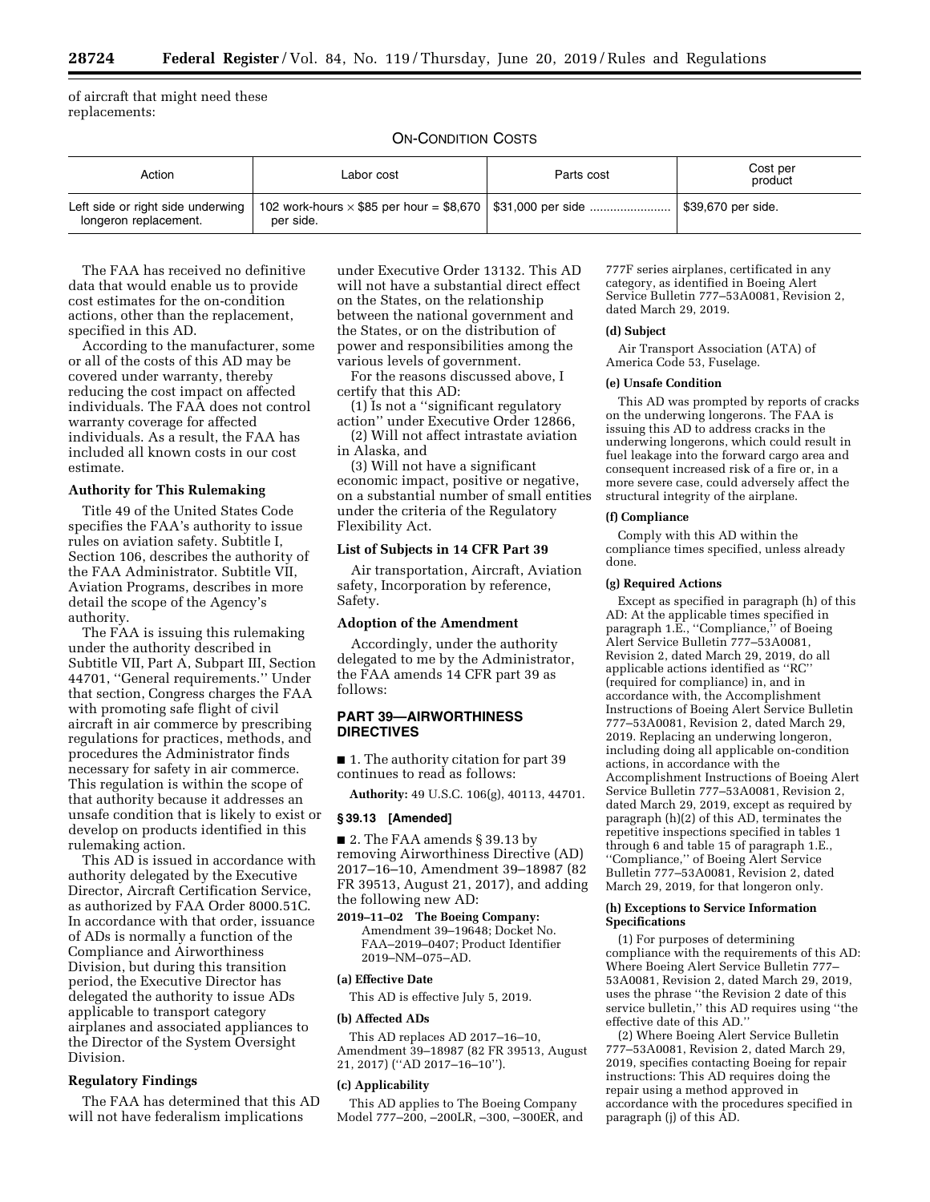of aircraft that might need these replacements:

ON-CONDITION COSTS

| Action | Labor cost | Parts cost | Cost per product |
| --- | --- | --- | --- |
| Left side or right side underwing longeron replacement. | 102 work-hours × $85 per hour = $8,670 per side. | $31,000 per side | $39,670 per side. |

The FAA has received no definitive data that would enable us to provide cost estimates for the on-condition actions, other than the replacement, specified in this AD.

According to the manufacturer, some or all of the costs of this AD may be covered under warranty, thereby reducing the cost impact on affected individuals. The FAA does not control warranty coverage for affected individuals. As a result, the FAA has included all known costs in our cost estimate.

**Authority for This Rulemaking**

Title 49 of the United States Code specifies the FAA's authority to issue rules on aviation safety. Subtitle I, Section 106, describes the authority of the FAA Administrator. Subtitle VII, Aviation Programs, describes in more detail the scope of the Agency's authority.

The FAA is issuing this rulemaking under the authority described in Subtitle VII, Part A, Subpart III, Section 44701, "General requirements." Under that section, Congress charges the FAA with promoting safe flight of civil aircraft in air commerce by prescribing regulations for practices, methods, and procedures the Administrator finds necessary for safety in air commerce. This regulation is within the scope of that authority because it addresses an unsafe condition that is likely to exist or develop on products identified in this rulemaking action.

This AD is issued in accordance with authority delegated by the Executive Director, Aircraft Certification Service, as authorized by FAA Order 8000.51C. In accordance with that order, issuance of ADs is normally a function of the Compliance and Airworthiness Division, but during this transition period, the Executive Director has delegated the authority to issue ADs applicable to transport category airplanes and associated appliances to the Director of the System Oversight Division.

**Regulatory Findings**

The FAA has determined that this AD will not have federalism implications under Executive Order 13132. This AD will not have a substantial direct effect on the States, on the relationship between the national government and the States, or on the distribution of power and responsibilities among the various levels of government.

For the reasons discussed above, I certify that this AD:

(1) Is not a "significant regulatory action" under Executive Order 12866,

(2) Will not affect intrastate aviation in Alaska, and

(3) Will not have a significant economic impact, positive or negative, on a substantial number of small entities under the criteria of the Regulatory Flexibility Act.

**List of Subjects in 14 CFR Part 39**

Air transportation, Aircraft, Aviation safety, Incorporation by reference, Safety.

**Adoption of the Amendment**

Accordingly, under the authority delegated to me by the Administrator, the FAA amends 14 CFR part 39 as follows:

## PART 39—AIRWORTHINESS DIRECTIVES

■ 1. The authority citation for part 39 continues to read as follows:

**Authority:** 49 U.S.C. 106(g), 40113, 44701.

**§ 39.13 [Amended]**

■ 2. The FAA amends § 39.13 by removing Airworthiness Directive (AD) 2017–16–10, Amendment 39–18987 (82 FR 39513, August 21, 2017), and adding the following new AD:

**2019–11–02 The Boeing Company:** Amendment 39–19648; Docket No. FAA–2019–0407; Product Identifier 2019–NM–075–AD.

**(a) Effective Date**

This AD is effective July 5, 2019.

**(b) Affected ADs**

This AD replaces AD 2017–16–10, Amendment 39–18987 (82 FR 39513, August 21, 2017) ("AD 2017–16–10").

**(c) Applicability**

This AD applies to The Boeing Company Model 777–200, –200LR, –300, –300ER, and 777F series airplanes, certificated in any category, as identified in Boeing Alert Service Bulletin 777–53A0081, Revision 2, dated March 29, 2019.

**(d) Subject**

Air Transport Association (ATA) of America Code 53, Fuselage.

**(e) Unsafe Condition**

This AD was prompted by reports of cracks on the underwing longerons. The FAA is issuing this AD to address cracks in the underwing longerons, which could result in fuel leakage into the forward cargo area and consequent increased risk of a fire or, in a more severe case, could adversely affect the structural integrity of the airplane.

**(f) Compliance**

Comply with this AD within the compliance times specified, unless already done.

**(g) Required Actions**

Except as specified in paragraph (h) of this AD: At the applicable times specified in paragraph 1.E., "Compliance," of Boeing Alert Service Bulletin 777–53A0081, Revision 2, dated March 29, 2019, do all applicable actions identified as "RC" (required for compliance) in, and in accordance with, the Accomplishment Instructions of Boeing Alert Service Bulletin 777–53A0081, Revision 2, dated March 29, 2019. Replacing an underwing longeron, including doing all applicable on-condition actions, in accordance with the Accomplishment Instructions of Boeing Alert Service Bulletin 777–53A0081, Revision 2, dated March 29, 2019, except as required by paragraph (h)(2) of this AD, terminates the repetitive inspections specified in tables 1 through 6 and table 15 of paragraph 1.E., "Compliance," of Boeing Alert Service Bulletin 777–53A0081, Revision 2, dated March 29, 2019, for that longeron only.

**(h) Exceptions to Service Information Specifications**

(1) For purposes of determining compliance with the requirements of this AD: Where Boeing Alert Service Bulletin 777–53A0081, Revision 2, dated March 29, 2019, uses the phrase "the Revision 2 date of this service bulletin," this AD requires using "the effective date of this AD."

(2) Where Boeing Alert Service Bulletin 777–53A0081, Revision 2, dated March 29, 2019, specifies contacting Boeing for repair instructions: This AD requires doing the repair using a method approved in accordance with the procedures specified in paragraph (j) of this AD.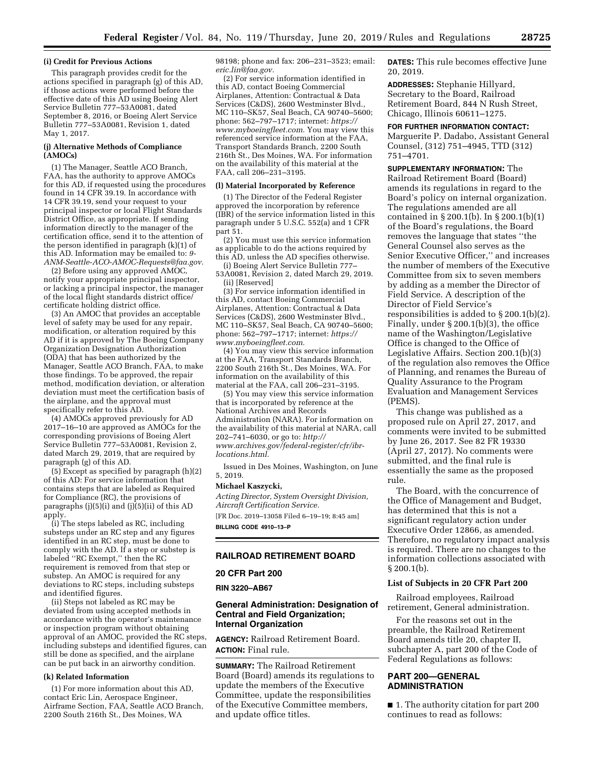#### (i) Credit for Previous Actions

This paragraph provides credit for the actions specified in paragraph (g) of this AD, if those actions were performed before the effective date of this AD using Boeing Alert Service Bulletin 777–53A0081, dated September 8, 2016, or Boeing Alert Service Bulletin 777–53A0081, Revision 1, dated May 1, 2017.

#### (j) Alternative Methods of Compliance (AMOCs)

(1) The Manager, Seattle ACO Branch, FAA, has the authority to approve AMOCs for this AD, if requested using the procedures found in 14 CFR 39.19. In accordance with 14 CFR 39.19, send your request to your principal inspector or local Flight Standards District Office, as appropriate. If sending information directly to the manager of the certification office, send it to the attention of the person identified in paragraph (k)(1) of this AD. Information may be emailed to: *9-ANM-Seattle-ACO-AMOC-Requests@faa.gov*.

(2) Before using any approved AMOC, notify your appropriate principal inspector, or lacking a principal inspector, the manager of the local flight standards district office/certificate holding district office.

(3) An AMOC that provides an acceptable level of safety may be used for any repair, modification, or alteration required by this AD if it is approved by The Boeing Company Organization Designation Authorization (ODA) that has been authorized by the Manager, Seattle ACO Branch, FAA, to make those findings. To be approved, the repair method, modification deviation, or alteration deviation must meet the certification basis of the airplane, and the approval must specifically refer to this AD.

(4) AMOCs approved previously for AD 2017–16–10 are approved as AMOCs for the corresponding provisions of Boeing Alert Service Bulletin 777–53A0081, Revision 2, dated March 29, 2019, that are required by paragraph (g) of this AD.

(5) Except as specified by paragraph (h)(2) of this AD: For service information that contains steps that are labeled as Required for Compliance (RC), the provisions of paragraphs (j)(5)(i) and (j)(5)(ii) of this AD apply.

(i) The steps labeled as RC, including substeps under an RC step and any figures identified in an RC step, must be done to comply with the AD. If a step or substep is labeled "RC Exempt," then the RC requirement is removed from that step or substep. An AMOC is required for any deviations to RC steps, including substeps and identified figures.

(ii) Steps not labeled as RC may be deviated from using accepted methods in accordance with the operator's maintenance or inspection program without obtaining approval of an AMOC, provided the RC steps, including substeps and identified figures, can still be done as specified, and the airplane can be put back in an airworthy condition.

#### (k) Related Information

(1) For more information about this AD, contact Eric Lin, Aerospace Engineer, Airframe Section, FAA, Seattle ACO Branch, 2200 South 216th St., Des Moines, WA 98198; phone and fax: 206–231–3523; email: *eric.lin@faa.gov*.

(2) For service information identified in this AD, contact Boeing Commercial Airplanes, Attention: Contractual & Data Services (C&DS), 2600 Westminster Blvd., MC 110–SK57, Seal Beach, CA 90740–5600; phone: 562–797–1717; internet: *https://www.myboeingfleet.com*. You may view this referenced service information at the FAA, Transport Standards Branch, 2200 South 216th St., Des Moines, WA. For information on the availability of this material at the FAA, call 206–231–3195.

#### (l) Material Incorporated by Reference

(1) The Director of the Federal Register approved the incorporation by reference (IBR) of the service information listed in this paragraph under 5 U.S.C. 552(a) and 1 CFR part 51.

(2) You must use this service information as applicable to do the actions required by this AD, unless the AD specifies otherwise.

(i) Boeing Alert Service Bulletin 777–53A0081, Revision 2, dated March 29, 2019.

(ii) [Reserved]

(3) For service information identified in this AD, contact Boeing Commercial Airplanes, Attention: Contractual & Data Services (C&DS), 2600 Westminster Blvd., MC 110–SK57, Seal Beach, CA 90740–5600; phone: 562–797–1717; internet: *https://www.myboeingfleet.com*.

(4) You may view this service information at the FAA, Transport Standards Branch, 2200 South 216th St., Des Moines, WA. For information on the availability of this material at the FAA, call 206–231–3195.

(5) You may view this service information that is incorporated by reference at the National Archives and Records Administration (NARA). For information on the availability of this material at NARA, call 202–741–6030, or go to: *http://www.archives.gov/federal-register/cfr/ibr-locations.html*.

Issued in Des Moines, Washington, on June 5, 2019.

**Michael Kaszycki,**

*Acting Director, System Oversight Division, Aircraft Certification Service.*

[FR Doc. 2019–13058 Filed 6–19–19; 8:45 am]

**BILLING CODE 4910–13–P**

## RAILROAD RETIREMENT BOARD

## 20 CFR Part 200

## RIN 3220–AB67

## General Administration: Designation of Central and Field Organization; Internal Organization

**AGENCY:** Railroad Retirement Board.

**ACTION:** Final rule.

**SUMMARY:** The Railroad Retirement Board (Board) amends its regulations to update the members of the Executive Committee, update the responsibilities of the Executive Committee members, and update office titles.

**DATES:** This rule becomes effective June 20, 2019.

**ADDRESSES:** Stephanie Hillyard, Secretary to the Board, Railroad Retirement Board, 844 N Rush Street, Chicago, Illinois 60611–1275.

**FOR FURTHER INFORMATION CONTACT:** Marguerite P. Dadabo, Assistant General Counsel, (312) 751–4945, TTD (312) 751–4701.

**SUPPLEMENTARY INFORMATION:** The Railroad Retirement Board (Board) amends its regulations in regard to the Board's policy on internal organization. The regulations amended are all contained in § 200.1(b). In § 200.1(b)(1) of the Board's regulations, the Board removes the language that states "the General Counsel also serves as the Senior Executive Officer," and increases the number of members of the Executive Committee from six to seven members by adding as a member the Director of Field Service. A description of the Director of Field Service's responsibilities is added to § 200.1(b)(2). Finally, under § 200.1(b)(3), the office name of the Washington/Legislative Office is changed to the Office of Legislative Affairs. Section 200.1(b)(3) of the regulation also removes the Office of Planning, and renames the Bureau of Quality Assurance to the Program Evaluation and Management Services (PEMS).

This change was published as a proposed rule on April 27, 2017, and comments were invited to be submitted by June 26, 2017. See 82 FR 19330 (April 27, 2017). No comments were submitted, and the final rule is essentially the same as the proposed rule.

The Board, with the concurrence of the Office of Management and Budget, has determined that this is not a significant regulatory action under Executive Order 12866, as amended. Therefore, no regulatory impact analysis is required. There are no changes to the information collections associated with § 200.1(b).

### List of Subjects in 20 CFR Part 200

Railroad employees, Railroad retirement, General administration.

For the reasons set out in the preamble, the Railroad Retirement Board amends title 20, chapter II, subchapter A, part 200 of the Code of Federal Regulations as follows:

## PART 200—GENERAL ADMINISTRATION

■ 1. The authority citation for part 200 continues to read as follows: